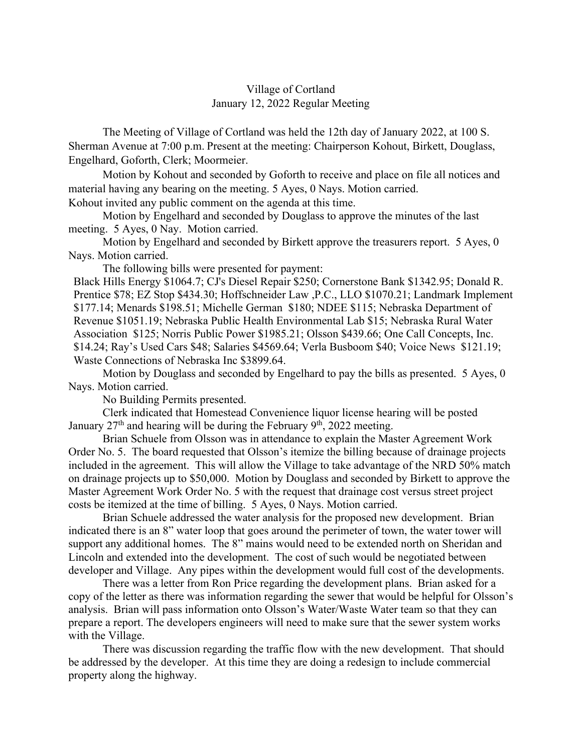# Village of Cortland
## January 12, 2022 Regular Meeting

The Meeting of Village of Cortland was held the 12th day of January 2022, at 100 S. Sherman Avenue at 7:00 p.m. Present at the meeting: Chairperson Kohout, Birkett, Douglass, Engelhard, Goforth, Clerk; Moormeier.

Motion by Kohout and seconded by Goforth to receive and place on file all notices and material having any bearing on the meeting. 5 Ayes, 0 Nays. Motion carried.
Kohout invited any public comment on the agenda at this time.

Motion by Engelhard and seconded by Douglass to approve the minutes of the last meeting. 5 Ayes, 0 Nay. Motion carried.

Motion by Engelhard and seconded by Birkett approve the treasurers report. 5 Ayes, 0 Nays. Motion carried.

The following bills were presented for payment:

Black Hills Energy $1064.7; CJ's Diesel Repair $250; Cornerstone Bank $1342.95; Donald R. Prentice $78; EZ Stop $434.30; Hoffschneider Law ,P.C., LLO $1070.21; Landmark Implement $177.14; Menards $198.51; Michelle German $180; NDEE $115; Nebraska Department of Revenue $1051.19; Nebraska Public Health Environmental Lab $15; Nebraska Rural Water Association $125; Norris Public Power $1985.21; Olsson $439.66; One Call Concepts, Inc. $14.24; Ray's Used Cars $48; Salaries $4569.64; Verla Busboom $40; Voice News $121.19; Waste Connections of Nebraska Inc $3899.64.

Motion by Douglass and seconded by Engelhard to pay the bills as presented. 5 Ayes, 0 Nays. Motion carried.

No Building Permits presented.

Clerk indicated that Homestead Convenience liquor license hearing will be posted January 27th and hearing will be during the February 9th, 2022 meeting.

Brian Schuele from Olsson was in attendance to explain the Master Agreement Work Order No. 5. The board requested that Olsson's itemize the billing because of drainage projects included in the agreement. This will allow the Village to take advantage of the NRD 50% match on drainage projects up to $50,000. Motion by Douglass and seconded by Birkett to approve the Master Agreement Work Order No. 5 with the request that drainage cost versus street project costs be itemized at the time of billing. 5 Ayes, 0 Nays. Motion carried.

Brian Schuele addressed the water analysis for the proposed new development. Brian indicated there is an 8" water loop that goes around the perimeter of town, the water tower will support any additional homes. The 8" mains would need to be extended north on Sheridan and Lincoln and extended into the development. The cost of such would be negotiated between developer and Village. Any pipes within the development would full cost of the developments.

There was a letter from Ron Price regarding the development plans. Brian asked for a copy of the letter as there was information regarding the sewer that would be helpful for Olsson's analysis. Brian will pass information onto Olsson's Water/Waste Water team so that they can prepare a report. The developers engineers will need to make sure that the sewer system works with the Village.

There was discussion regarding the traffic flow with the new development. That should be addressed by the developer. At this time they are doing a redesign to include commercial property along the highway.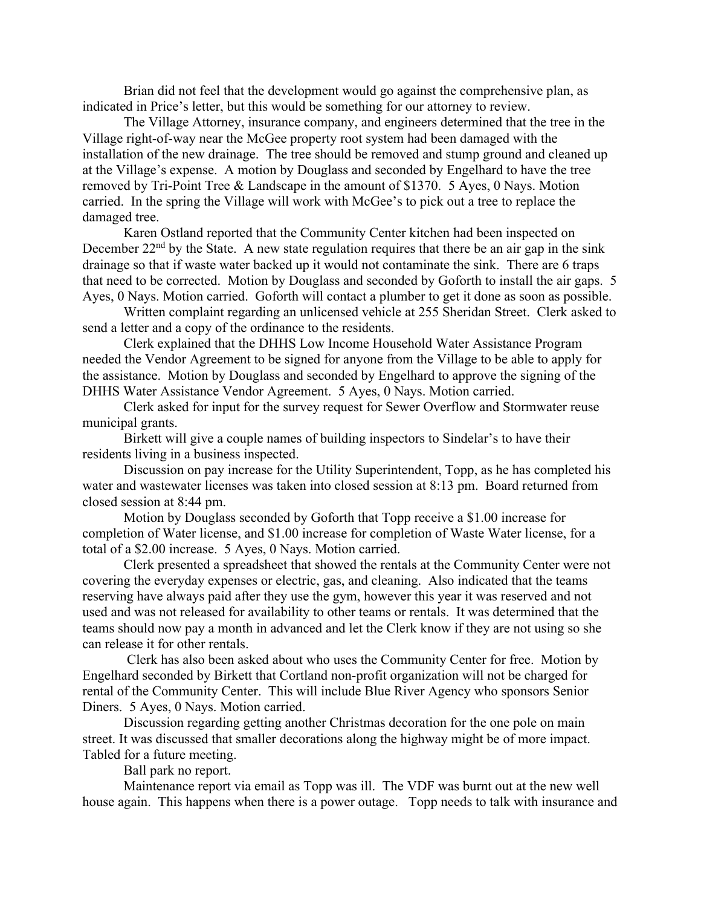Brian did not feel that the development would go against the comprehensive plan, as indicated in Price's letter, but this would be something for our attorney to review.

The Village Attorney, insurance company, and engineers determined that the tree in the Village right-of-way near the McGee property root system had been damaged with the installation of the new drainage. The tree should be removed and stump ground and cleaned up at the Village's expense. A motion by Douglass and seconded by Engelhard to have the tree removed by Tri-Point Tree & Landscape in the amount of $1370. 5 Ayes, 0 Nays. Motion carried. In the spring the Village will work with McGee's to pick out a tree to replace the damaged tree.

Karen Ostland reported that the Community Center kitchen had been inspected on December 22nd by the State. A new state regulation requires that there be an air gap in the sink drainage so that if waste water backed up it would not contaminate the sink. There are 6 traps that need to be corrected. Motion by Douglass and seconded by Goforth to install the air gaps. 5 Ayes, 0 Nays. Motion carried. Goforth will contact a plumber to get it done as soon as possible.

Written complaint regarding an unlicensed vehicle at 255 Sheridan Street. Clerk asked to send a letter and a copy of the ordinance to the residents.

Clerk explained that the DHHS Low Income Household Water Assistance Program needed the Vendor Agreement to be signed for anyone from the Village to be able to apply for the assistance. Motion by Douglass and seconded by Engelhard to approve the signing of the DHHS Water Assistance Vendor Agreement. 5 Ayes, 0 Nays. Motion carried.

Clerk asked for input for the survey request for Sewer Overflow and Stormwater reuse municipal grants.

Birkett will give a couple names of building inspectors to Sindelar's to have their residents living in a business inspected.

Discussion on pay increase for the Utility Superintendent, Topp, as he has completed his water and wastewater licenses was taken into closed session at 8:13 pm. Board returned from closed session at 8:44 pm.

Motion by Douglass seconded by Goforth that Topp receive a $1.00 increase for completion of Water license, and $1.00 increase for completion of Waste Water license, for a total of a $2.00 increase. 5 Ayes, 0 Nays. Motion carried.

Clerk presented a spreadsheet that showed the rentals at the Community Center were not covering the everyday expenses or electric, gas, and cleaning. Also indicated that the teams reserving have always paid after they use the gym, however this year it was reserved and not used and was not released for availability to other teams or rentals. It was determined that the teams should now pay a month in advanced and let the Clerk know if they are not using so she can release it for other rentals.

Clerk has also been asked about who uses the Community Center for free. Motion by Engelhard seconded by Birkett that Cortland non-profit organization will not be charged for rental of the Community Center. This will include Blue River Agency who sponsors Senior Diners. 5 Ayes, 0 Nays. Motion carried.

Discussion regarding getting another Christmas decoration for the one pole on main street. It was discussed that smaller decorations along the highway might be of more impact. Tabled for a future meeting.

Ball park no report.

Maintenance report via email as Topp was ill. The VDF was burnt out at the new well house again. This happens when there is a power outage. Topp needs to talk with insurance and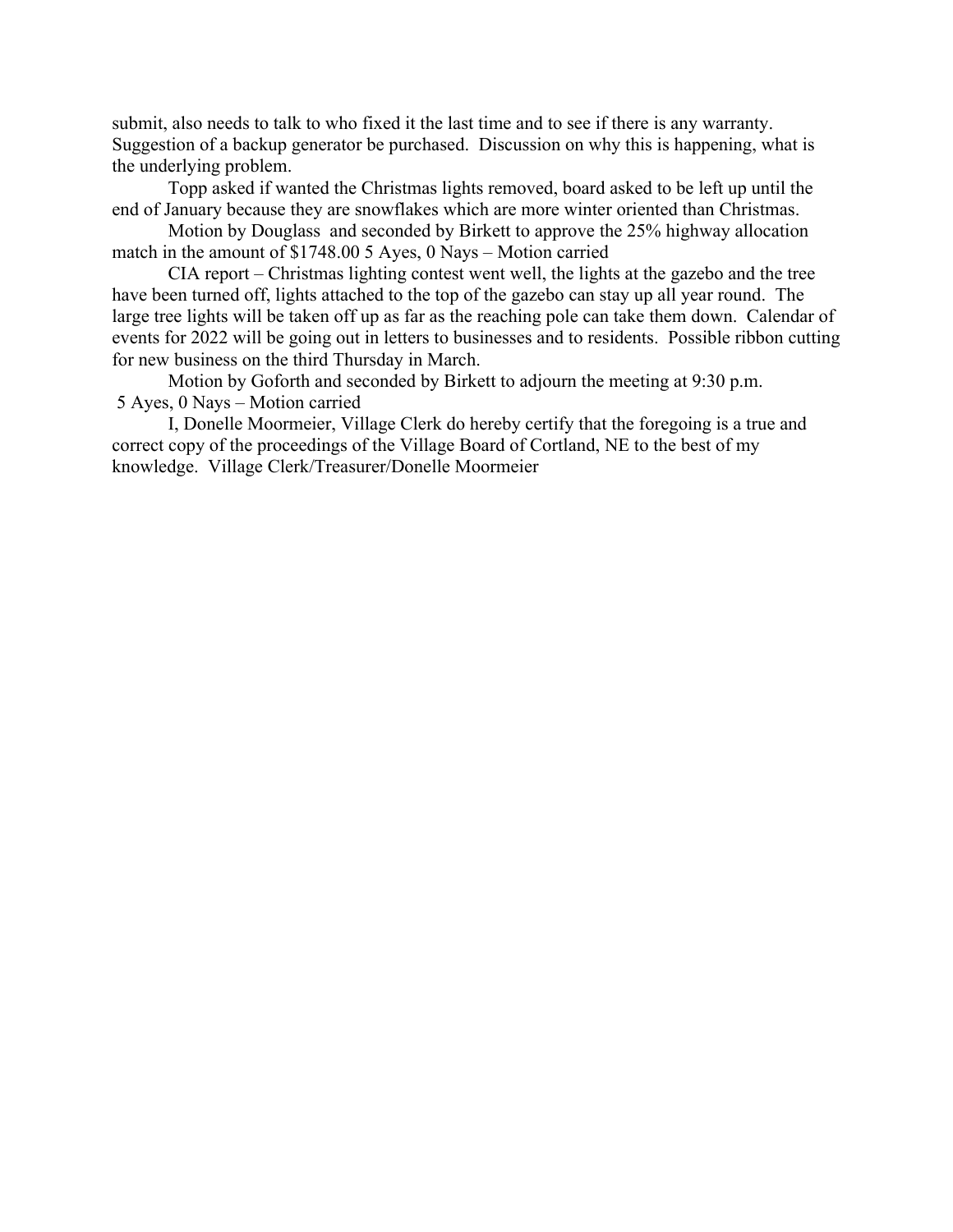submit, also needs to talk to who fixed it the last time and to see if there is any warranty. Suggestion of a backup generator be purchased. Discussion on why this is happening, what is the underlying problem.

Topp asked if wanted the Christmas lights removed, board asked to be left up until the end of January because they are snowflakes which are more winter oriented than Christmas.

Motion by Douglass and seconded by Birkett to approve the 25% highway allocation match in the amount of $1748.00 5 Ayes, 0 Nays – Motion carried

CIA report – Christmas lighting contest went well, the lights at the gazebo and the tree have been turned off, lights attached to the top of the gazebo can stay up all year round. The large tree lights will be taken off up as far as the reaching pole can take them down. Calendar of events for 2022 will be going out in letters to businesses and to residents. Possible ribbon cutting for new business on the third Thursday in March.

Motion by Goforth and seconded by Birkett to adjourn the meeting at 9:30 p.m. 5 Ayes, 0 Nays – Motion carried

I, Donelle Moormeier, Village Clerk do hereby certify that the foregoing is a true and correct copy of the proceedings of the Village Board of Cortland, NE to the best of my knowledge. Village Clerk/Treasurer/Donelle Moormeier